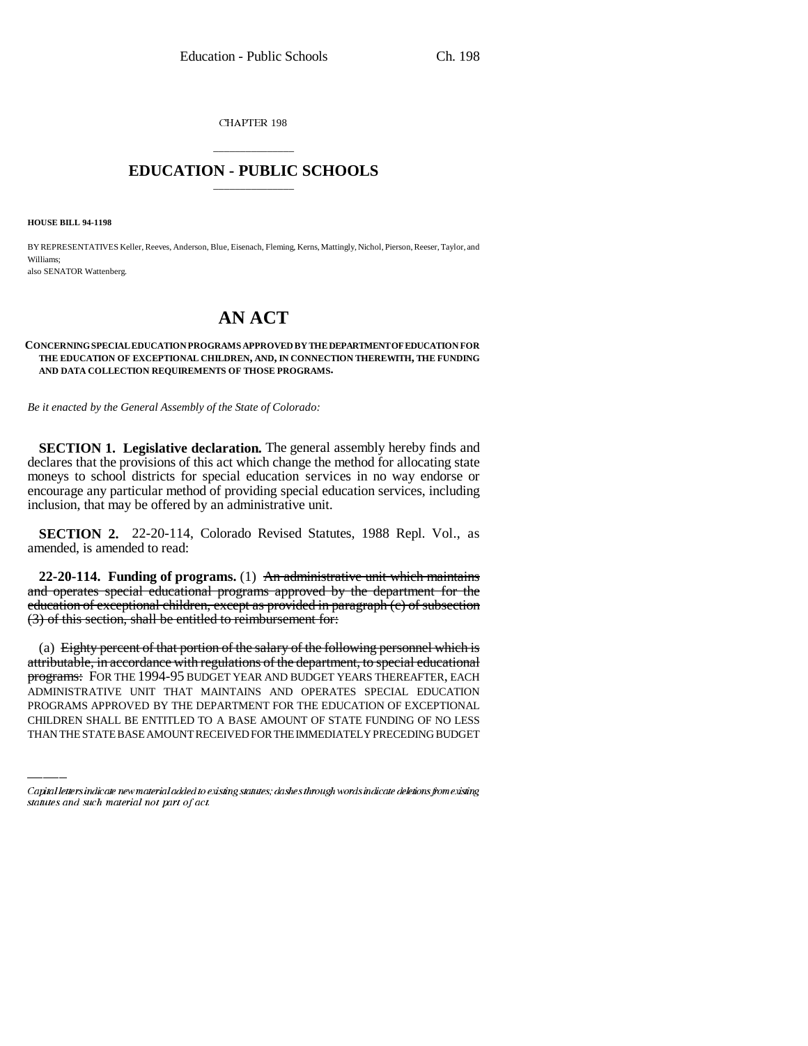CHAPTER 198

# EDUCATION - PUBLIC SCHOOLS

**HOUSE BILL 94-1198**

BY REPRESENTATIVES Keller, Reeves, Anderson, Blue, Eisenach, Fleming, Kerns, Mattingly, Nichol, Pierson, Reeser, Taylor, and Williams;
also SENATOR Wattenberg.

# AN ACT

**CONCERNING SPECIAL EDUCATION PROGRAMS APPROVED BY THE DEPARTMENT OF EDUCATION FOR THE EDUCATION OF EXCEPTIONAL CHILDREN, AND, IN CONNECTION THEREWITH, THE FUNDING AND DATA COLLECTION REQUIREMENTS OF THOSE PROGRAMS.**

*Be it enacted by the General Assembly of the State of Colorado:*

**SECTION 1. Legislative declaration.** The general assembly hereby finds and declares that the provisions of this act which change the method for allocating state moneys to school districts for special education services in no way endorse or encourage any particular method of providing special education services, including inclusion, that may be offered by an administrative unit.

**SECTION 2.** 22-20-114, Colorado Revised Statutes, 1988 Repl. Vol., as amended, is amended to read:

**22-20-114. Funding of programs.** (1) ~~An administrative unit which maintains and operates special educational programs approved by the department for the education of exceptional children, except as provided in paragraph (c) of subsection (3) of this section, shall be entitled to reimbursement for:~~

(a) ~~Eighty percent of that portion of the salary of the following personnel which is attributable, in accordance with regulations of the department, to special educational programs:~~ FOR THE 1994-95 BUDGET YEAR AND BUDGET YEARS THEREAFTER, EACH ADMINISTRATIVE UNIT THAT MAINTAINS AND OPERATES SPECIAL EDUCATION PROGRAMS APPROVED BY THE DEPARTMENT FOR THE EDUCATION OF EXCEPTIONAL CHILDREN SHALL BE ENTITLED TO A BASE AMOUNT OF STATE FUNDING OF NO LESS THAN THE STATE BASE AMOUNT RECEIVED FOR THE IMMEDIATELY PRECEDING BUDGET

Capital letters indicate new material added to existing statutes; dashes through words indicate deletions from existing statutes and such material not part of act.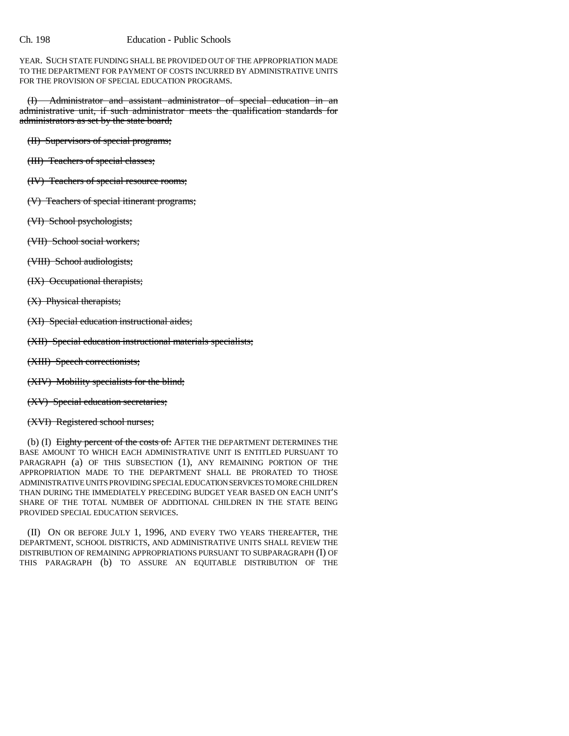YEAR. SUCH STATE FUNDING SHALL BE PROVIDED OUT OF THE APPROPRIATION MADE TO THE DEPARTMENT FOR PAYMENT OF COSTS INCURRED BY ADMINISTRATIVE UNITS FOR THE PROVISION OF SPECIAL EDUCATION PROGRAMS.

~~(I) Administrator and assistant administrator of special education in an administrative unit, if such administrator meets the qualification standards for administrators as set by the state board;~~

~~(II) Supervisors of special programs;~~

~~(III) Teachers of special classes;~~

~~(IV) Teachers of special resource rooms;~~

~~(V) Teachers of special itinerant programs;~~

~~(VI) School psychologists;~~

~~(VII) School social workers;~~

~~(VIII) School audiologists;~~

~~(IX) Occupational therapists;~~

~~(X) Physical therapists;~~

~~(XI) Special education instructional aides;~~

~~(XII) Special education instructional materials specialists;~~

~~(XIII) Speech correctionists;~~

~~(XIV) Mobility specialists for the blind;~~

~~(XV) Special education secretaries;~~

~~(XVI) Registered school nurses;~~

(b) (I) ~~Eighty percent of the costs of:~~ AFTER THE DEPARTMENT DETERMINES THE BASE AMOUNT TO WHICH EACH ADMINISTRATIVE UNIT IS ENTITLED PURSUANT TO PARAGRAPH (a) OF THIS SUBSECTION (1), ANY REMAINING PORTION OF THE APPROPRIATION MADE TO THE DEPARTMENT SHALL BE PRORATED TO THOSE ADMINISTRATIVE UNITS PROVIDING SPECIAL EDUCATION SERVICES TO MORE CHILDREN THAN DURING THE IMMEDIATELY PRECEDING BUDGET YEAR BASED ON EACH UNIT'S SHARE OF THE TOTAL NUMBER OF ADDITIONAL CHILDREN IN THE STATE BEING PROVIDED SPECIAL EDUCATION SERVICES.

(II) ON OR BEFORE JULY 1, 1996, AND EVERY TWO YEARS THEREAFTER, THE DEPARTMENT, SCHOOL DISTRICTS, AND ADMINISTRATIVE UNITS SHALL REVIEW THE DISTRIBUTION OF REMAINING APPROPRIATIONS PURSUANT TO SUBPARAGRAPH (I) OF THIS PARAGRAPH (b) TO ASSURE AN EQUITABLE DISTRIBUTION OF THE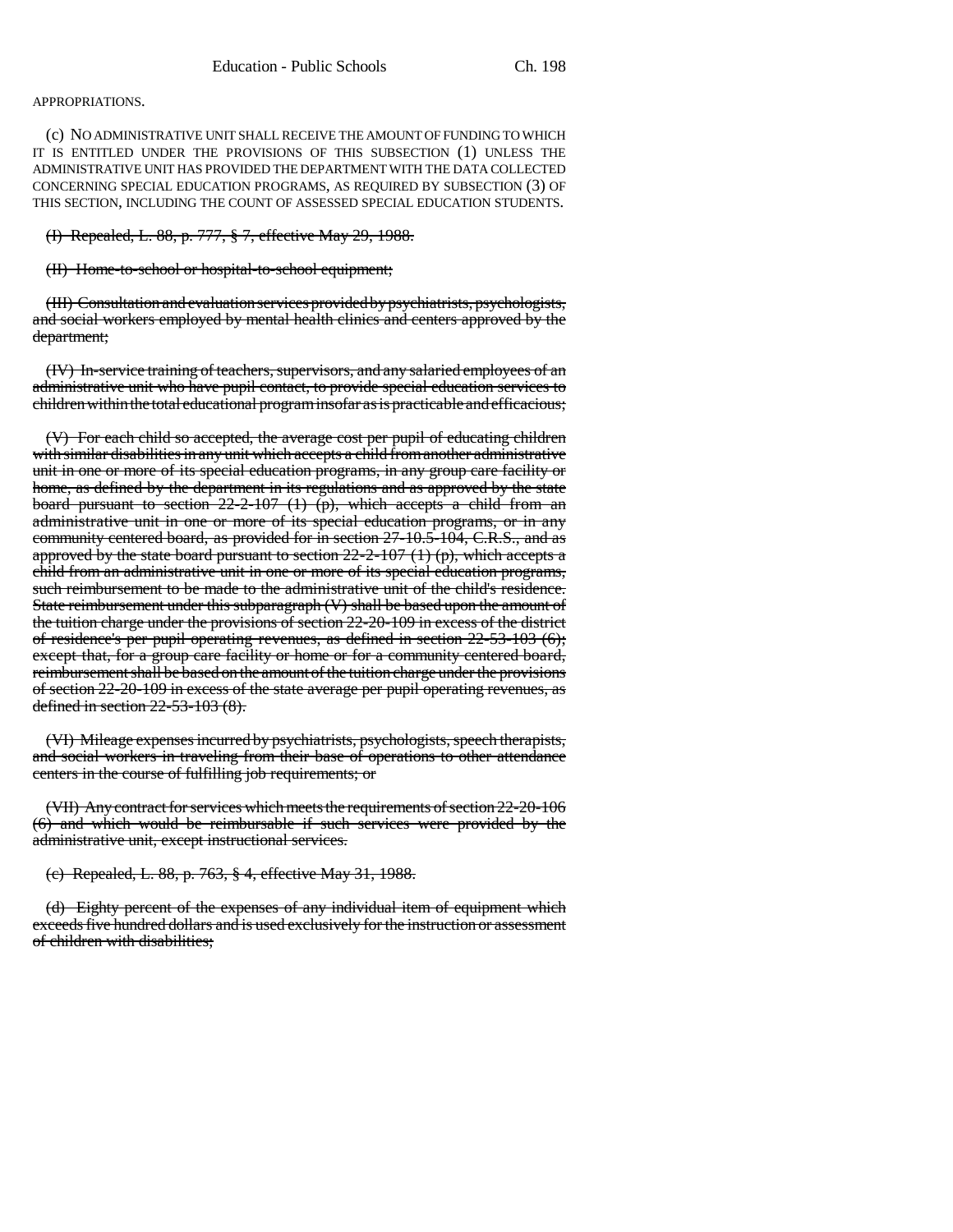APPROPRIATIONS.

(c) NO ADMINISTRATIVE UNIT SHALL RECEIVE THE AMOUNT OF FUNDING TO WHICH IT IS ENTITLED UNDER THE PROVISIONS OF THIS SUBSECTION (1) UNLESS THE ADMINISTRATIVE UNIT HAS PROVIDED THE DEPARTMENT WITH THE DATA COLLECTED CONCERNING SPECIAL EDUCATION PROGRAMS, AS REQUIRED BY SUBSECTION (3) OF THIS SECTION, INCLUDING THE COUNT OF ASSESSED SPECIAL EDUCATION STUDENTS.

~~(I) Repealed, L. 88, p. 777, § 7, effective May 29, 1988.~~

~~(II) Home-to-school or hospital-to-school equipment;~~

~~(III) Consultation and evaluation services provided by psychiatrists, psychologists, and social workers employed by mental health clinics and centers approved by the department;~~

~~(IV) In-service training of teachers, supervisors, and any salaried employees of an administrative unit who have pupil contact, to provide special education services to children within the total educational program insofar as is practicable and efficacious;~~

~~(V) For each child so accepted, the average cost per pupil of educating children with similar disabilities in any unit which accepts a child from another administrative unit in one or more of its special education programs, in any group care facility or home, as defined by the department in its regulations and as approved by the state board pursuant to section 22-2-107 (1) (p), which accepts a child from an administrative unit in one or more of its special education programs, or in any community centered board, as provided for in section 27-10.5-104, C.R.S., and as approved by the state board pursuant to section 22-2-107 (1) (p), which accepts a child from an administrative unit in one or more of its special education programs, such reimbursement to be made to the administrative unit of the child's residence. State reimbursement under this subparagraph (V) shall be based upon the amount of the tuition charge under the provisions of section 22-20-109 in excess of the district of residence's per pupil operating revenues, as defined in section 22-53-103 (6); except that, for a group care facility or home or for a community centered board, reimbursement shall be based on the amount of the tuition charge under the provisions of section 22-20-109 in excess of the state average per pupil operating revenues, as defined in section 22-53-103 (8).~~

~~(VI) Mileage expenses incurred by psychiatrists, psychologists, speech therapists, and social workers in traveling from their base of operations to other attendance centers in the course of fulfilling job requirements; or~~

~~(VII) Any contract for services which meets the requirements of section 22-20-106 (6) and which would be reimbursable if such services were provided by the administrative unit, except instructional services.~~

~~(c) Repealed, L. 88, p. 763, § 4, effective May 31, 1988.~~

~~(d) Eighty percent of the expenses of any individual item of equipment which exceeds five hundred dollars and is used exclusively for the instruction or assessment of children with disabilities;~~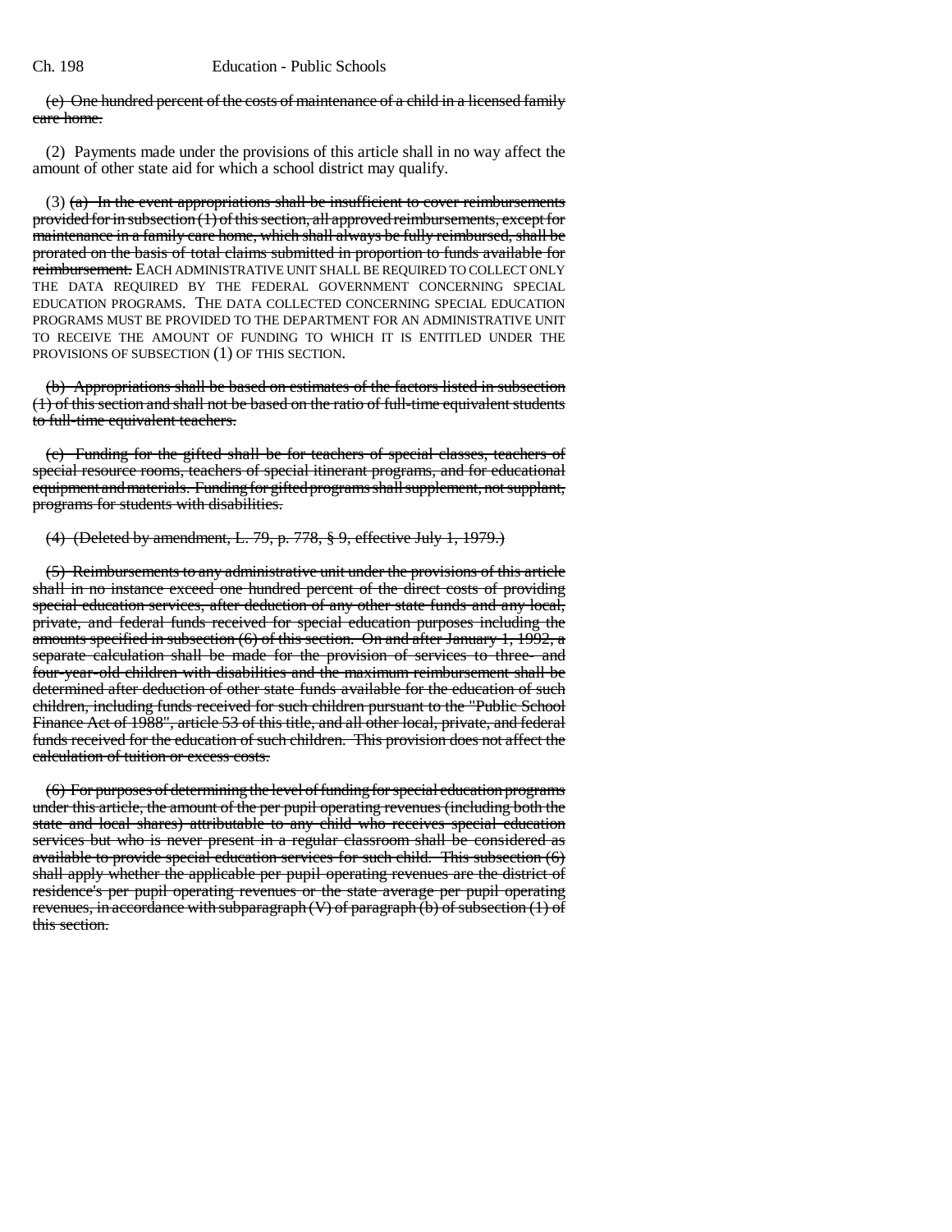~~(e) One hundred percent of the costs of maintenance of a child in a licensed family care home.~~

(2) Payments made under the provisions of this article shall in no way affect the amount of other state aid for which a school district may qualify.

(3) ~~(a) In the event appropriations shall be insufficient to cover reimbursements provided for in subsection (1) of this section, all approved reimbursements, except for maintenance in a family care home, which shall always be fully reimbursed, shall be prorated on the basis of total claims submitted in proportion to funds available for reimbursement.~~ EACH ADMINISTRATIVE UNIT SHALL BE REQUIRED TO COLLECT ONLY THE DATA REQUIRED BY THE FEDERAL GOVERNMENT CONCERNING SPECIAL EDUCATION PROGRAMS. THE DATA COLLECTED CONCERNING SPECIAL EDUCATION PROGRAMS MUST BE PROVIDED TO THE DEPARTMENT FOR AN ADMINISTRATIVE UNIT TO RECEIVE THE AMOUNT OF FUNDING TO WHICH IT IS ENTITLED UNDER THE PROVISIONS OF SUBSECTION (1) OF THIS SECTION.

~~(b) Appropriations shall be based on estimates of the factors listed in subsection (1) of this section and shall not be based on the ratio of full-time equivalent students to full-time equivalent teachers.~~

~~(c) Funding for the gifted shall be for teachers of special classes, teachers of special resource rooms, teachers of special itinerant programs, and for educational equipment and materials. Funding for gifted programs shall supplement, not supplant, programs for students with disabilities.~~

~~(4) (Deleted by amendment, L. 79, p. 778, § 9, effective July 1, 1979.)~~

~~(5) Reimbursements to any administrative unit under the provisions of this article shall in no instance exceed one hundred percent of the direct costs of providing special education services, after deduction of any other state funds and any local, private, and federal funds received for special education purposes including the amounts specified in subsection (6) of this section. On and after January 1, 1992, a separate calculation shall be made for the provision of services to three- and four-year-old children with disabilities and the maximum reimbursement shall be determined after deduction of other state funds available for the education of such children, including funds received for such children pursuant to the "Public School Finance Act of 1988", article 53 of this title, and all other local, private, and federal funds received for the education of such children. This provision does not affect the calculation of tuition or excess costs.~~

~~(6) For purposes of determining the level of funding for special education programs under this article, the amount of the per pupil operating revenues (including both the state and local shares) attributable to any child who receives special education services but who is never present in a regular classroom shall be considered as available to provide special education services for such child. This subsection (6) shall apply whether the applicable per pupil operating revenues are the district of residence's per pupil operating revenues or the state average per pupil operating revenues, in accordance with subparagraph (V) of paragraph (b) of subsection (1) of this section.~~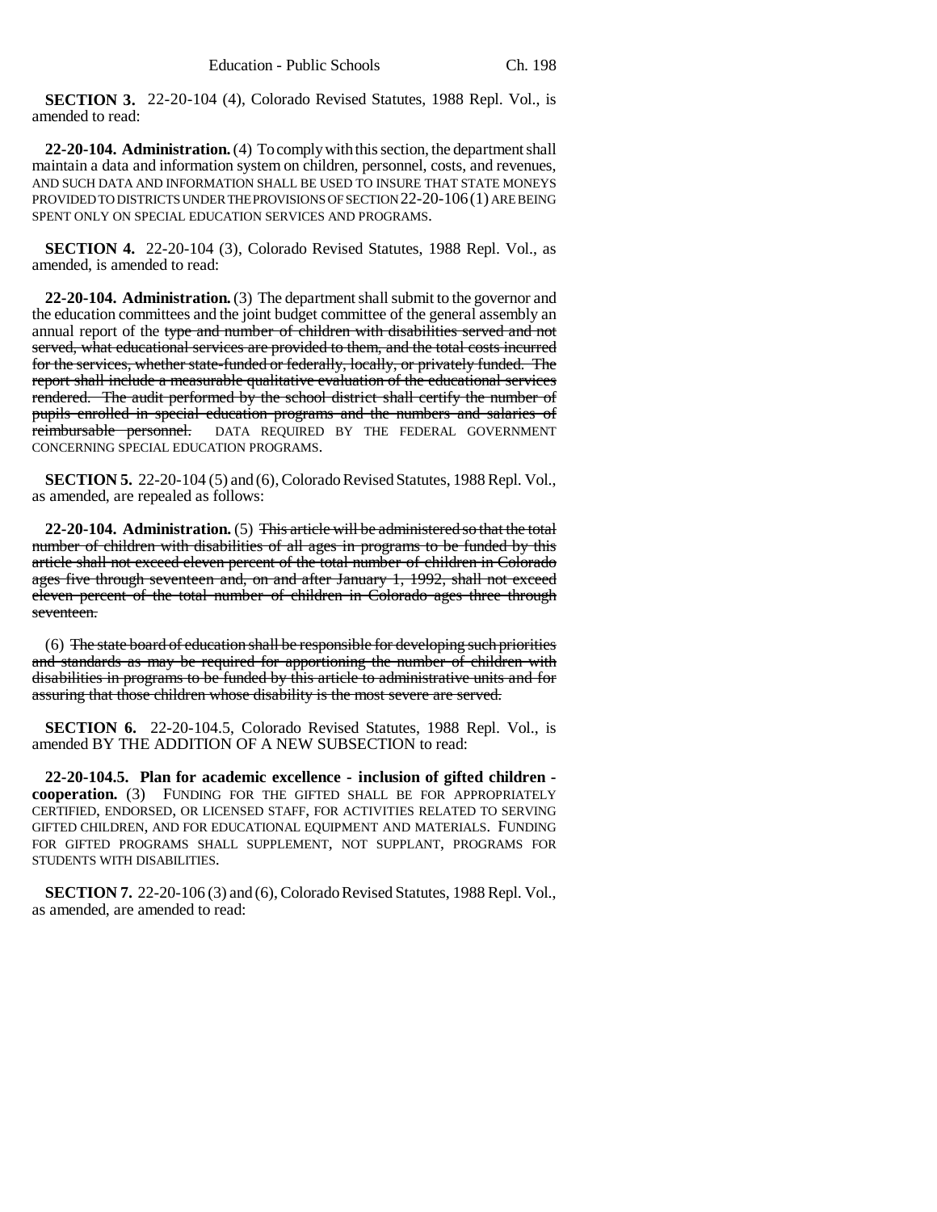**SECTION 3.** 22-20-104 (4), Colorado Revised Statutes, 1988 Repl. Vol., is amended to read:

**22-20-104. Administration.** (4) To comply with this section, the department shall maintain a data and information system on children, personnel, costs, and revenues, AND SUCH DATA AND INFORMATION SHALL BE USED TO INSURE THAT STATE MONEYS PROVIDED TO DISTRICTS UNDER THE PROVISIONS OF SECTION 22-20-106 (1) ARE BEING SPENT ONLY ON SPECIAL EDUCATION SERVICES AND PROGRAMS.

**SECTION 4.** 22-20-104 (3), Colorado Revised Statutes, 1988 Repl. Vol., as amended, is amended to read:

**22-20-104. Administration.** (3) The department shall submit to the governor and the education committees and the joint budget committee of the general assembly an annual report of the ~~type and number of children with disabilities served and not served, what educational services are provided to them, and the total costs incurred for the services, whether state-funded or federally, locally, or privately funded. The report shall include a measurable qualitative evaluation of the educational services rendered. The audit performed by the school district shall certify the number of pupils enrolled in special education programs and the numbers and salaries of reimbursable personnel.~~ DATA REQUIRED BY THE FEDERAL GOVERNMENT CONCERNING SPECIAL EDUCATION PROGRAMS.

**SECTION 5.** 22-20-104 (5) and (6), Colorado Revised Statutes, 1988 Repl. Vol., as amended, are repealed as follows:

**22-20-104. Administration.** (5) ~~This article will be administered so that the total number of children with disabilities of all ages in programs to be funded by this article shall not exceed eleven percent of the total number of children in Colorado ages five through seventeen and, on and after January 1, 1992, shall not exceed eleven percent of the total number of children in Colorado ages three through seventeen.~~

(6) ~~The state board of education shall be responsible for developing such priorities and standards as may be required for apportioning the number of children with disabilities in programs to be funded by this article to administrative units and for assuring that those children whose disability is the most severe are served.~~

**SECTION 6.** 22-20-104.5, Colorado Revised Statutes, 1988 Repl. Vol., is amended BY THE ADDITION OF A NEW SUBSECTION to read:

**22-20-104.5. Plan for academic excellence - inclusion of gifted children - cooperation.** (3) FUNDING FOR THE GIFTED SHALL BE FOR APPROPRIATELY CERTIFIED, ENDORSED, OR LICENSED STAFF, FOR ACTIVITIES RELATED TO SERVING GIFTED CHILDREN, AND FOR EDUCATIONAL EQUIPMENT AND MATERIALS. FUNDING FOR GIFTED PROGRAMS SHALL SUPPLEMENT, NOT SUPPLANT, PROGRAMS FOR STUDENTS WITH DISABILITIES.

**SECTION 7.** 22-20-106 (3) and (6), Colorado Revised Statutes, 1988 Repl. Vol., as amended, are amended to read: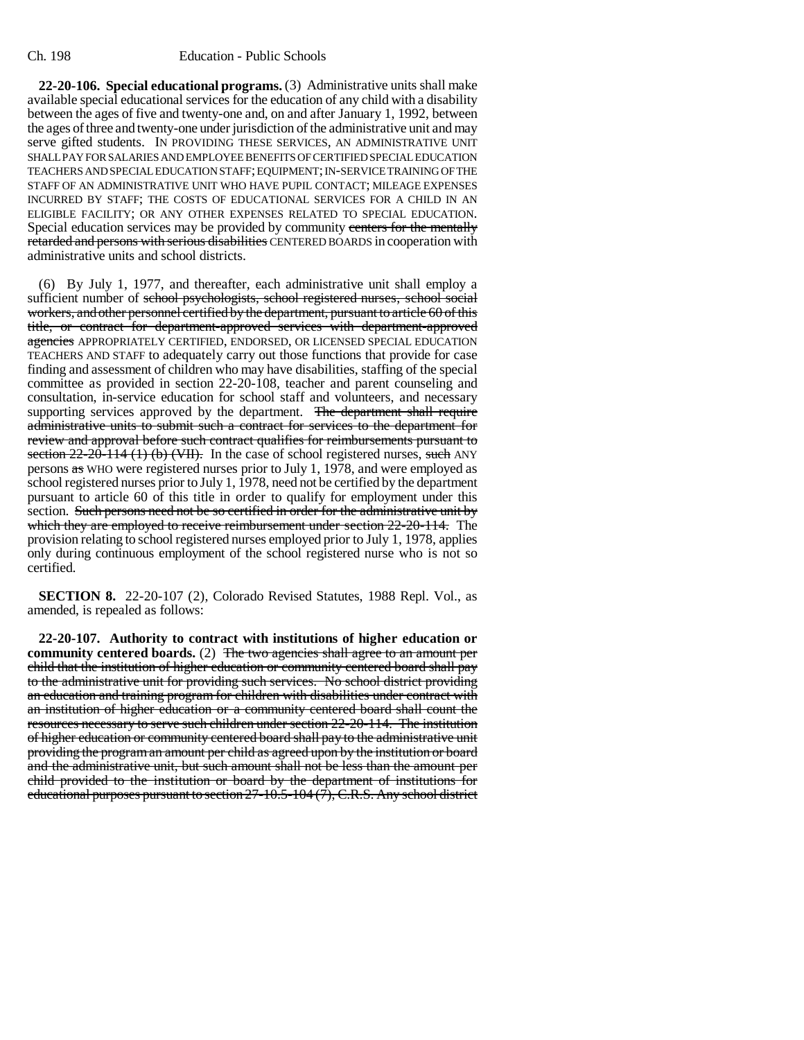**22-20-106. Special educational programs.** (3) Administrative units shall make available special educational services for the education of any child with a disability between the ages of five and twenty-one and, on and after January 1, 1992, between the ages of three and twenty-one under jurisdiction of the administrative unit and may serve gifted students. IN PROVIDING THESE SERVICES, AN ADMINISTRATIVE UNIT SHALL PAY FOR SALARIES AND EMPLOYEE BENEFITS OF CERTIFIED SPECIAL EDUCATION TEACHERS AND SPECIAL EDUCATION STAFF; EQUIPMENT; IN-SERVICE TRAINING OF THE STAFF OF AN ADMINISTRATIVE UNIT WHO HAVE PUPIL CONTACT; MILEAGE EXPENSES INCURRED BY STAFF; THE COSTS OF EDUCATIONAL SERVICES FOR A CHILD IN AN ELIGIBLE FACILITY; OR ANY OTHER EXPENSES RELATED TO SPECIAL EDUCATION. Special education services may be provided by community ~~centers for the mentally retarded and persons with serious disabilities~~ CENTERED BOARDS in cooperation with administrative units and school districts.

(6) By July 1, 1977, and thereafter, each administrative unit shall employ a sufficient number of ~~school psychologists, school registered nurses, school social workers, and other personnel certified by the department, pursuant to article 60 of this title, or contract for department-approved services with department-approved agencies~~ APPROPRIATELY CERTIFIED, ENDORSED, OR LICENSED SPECIAL EDUCATION TEACHERS AND STAFF to adequately carry out those functions that provide for case finding and assessment of children who may have disabilities, staffing of the special committee as provided in section 22-20-108, teacher and parent counseling and consultation, in-service education for school staff and volunteers, and necessary supporting services approved by the department. ~~The department shall require administrative units to submit such a contract for services to the department for review and approval before such contract qualifies for reimbursements pursuant to section 22-20-114 (1) (b) (VII).~~ In the case of school registered nurses, ~~such~~ ANY persons ~~as~~ WHO were registered nurses prior to July 1, 1978, and were employed as school registered nurses prior to July 1, 1978, need not be certified by the department pursuant to article 60 of this title in order to qualify for employment under this section. ~~Such persons need not be so certified in order for the administrative unit by which they are employed to receive reimbursement under section 22-20-114.~~ The provision relating to school registered nurses employed prior to July 1, 1978, applies only during continuous employment of the school registered nurse who is not so certified.

**SECTION 8.** 22-20-107 (2), Colorado Revised Statutes, 1988 Repl. Vol., as amended, is repealed as follows:

**22-20-107. Authority to contract with institutions of higher education or community centered boards.** (2) ~~The two agencies shall agree to an amount per child that the institution of higher education or community centered board shall pay to the administrative unit for providing such services. No school district providing an education and training program for children with disabilities under contract with an institution of higher education or a community centered board shall count the resources necessary to serve such children under section 22-20-114. The institution of higher education or community centered board shall pay to the administrative unit providing the program an amount per child as agreed upon by the institution or board and the administrative unit, but such amount shall not be less than the amount per child provided to the institution or board by the department of institutions for educational purposes pursuant to section 27-10.5-104 (7), C.R.S. Any school district~~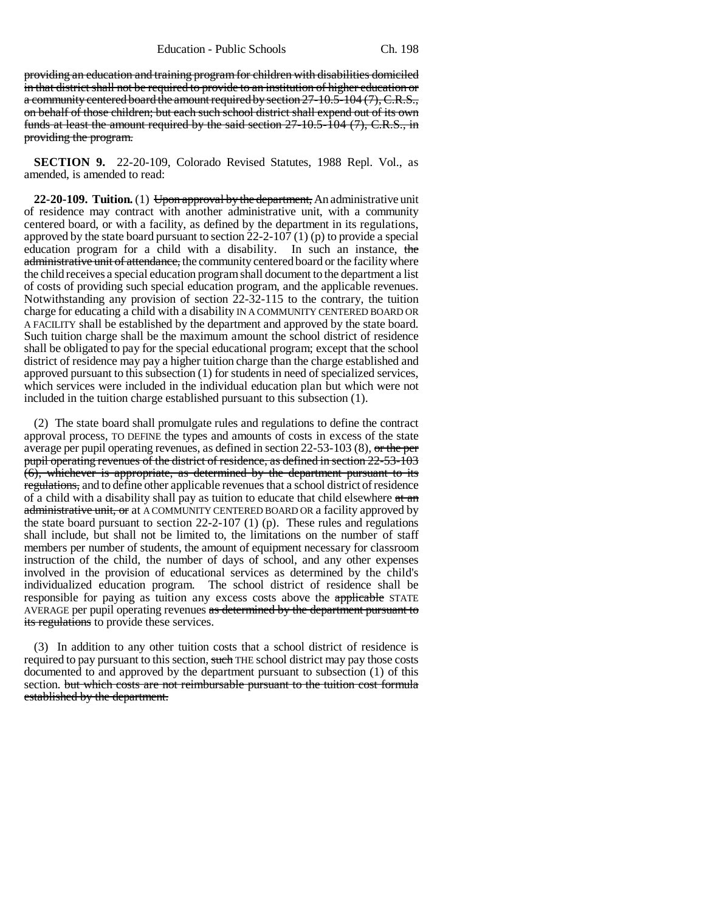~~providing an education and training program for children with disabilities domiciled in that district shall not be required to provide to an institution of higher education or a community centered board the amount required by section 27-10.5-104 (7), C.R.S., on behalf of those children; but each such school district shall expend out of its own funds at least the amount required by the said section 27-10.5-104 (7), C.R.S., in providing the program.~~

**SECTION 9.** 22-20-109, Colorado Revised Statutes, 1988 Repl. Vol., as amended, is amended to read:

**22-20-109. Tuition.** (1) ~~Upon approval by the department,~~ An administrative unit of residence may contract with another administrative unit, with a community centered board, or with a facility, as defined by the department in its regulations, approved by the state board pursuant to section 22-2-107 (1) (p) to provide a special education program for a child with a disability. In such an instance, ~~the administrative unit of attendance,~~ the community centered board or the facility where the child receives a special education program shall document to the department a list of costs of providing such special education program, and the applicable revenues. Notwithstanding any provision of section 22-32-115 to the contrary, the tuition charge for educating a child with a disability IN A COMMUNITY CENTERED BOARD OR A FACILITY shall be established by the department and approved by the state board. Such tuition charge shall be the maximum amount the school district of residence shall be obligated to pay for the special educational program; except that the school district of residence may pay a higher tuition charge than the charge established and approved pursuant to this subsection (1) for students in need of specialized services, which services were included in the individual education plan but which were not included in the tuition charge established pursuant to this subsection (1).

(2) The state board shall promulgate rules and regulations to define the contract approval process, TO DEFINE the types and amounts of costs in excess of the state average per pupil operating revenues, as defined in section 22-53-103 (8), ~~or the per pupil operating revenues of the district of residence, as defined in section 22-53-103 (6), whichever is appropriate, as determined by the department pursuant to its regulations,~~ and to define other applicable revenues that a school district of residence of a child with a disability shall pay as tuition to educate that child elsewhere ~~at an administrative unit, or~~ at A COMMUNITY CENTERED BOARD OR a facility approved by the state board pursuant to section 22-2-107 (1) (p). These rules and regulations shall include, but shall not be limited to, the limitations on the number of staff members per number of students, the amount of equipment necessary for classroom instruction of the child, the number of days of school, and any other expenses involved in the provision of educational services as determined by the child's individualized education program. The school district of residence shall be responsible for paying as tuition any excess costs above the ~~applicable~~ STATE AVERAGE per pupil operating revenues ~~as determined by the department pursuant to its regulations~~ to provide these services.

(3) In addition to any other tuition costs that a school district of residence is required to pay pursuant to this section, ~~such~~ THE school district may pay those costs documented to and approved by the department pursuant to subsection (1) of this section. ~~but which costs are not reimbursable pursuant to the tuition cost formula established by the department.~~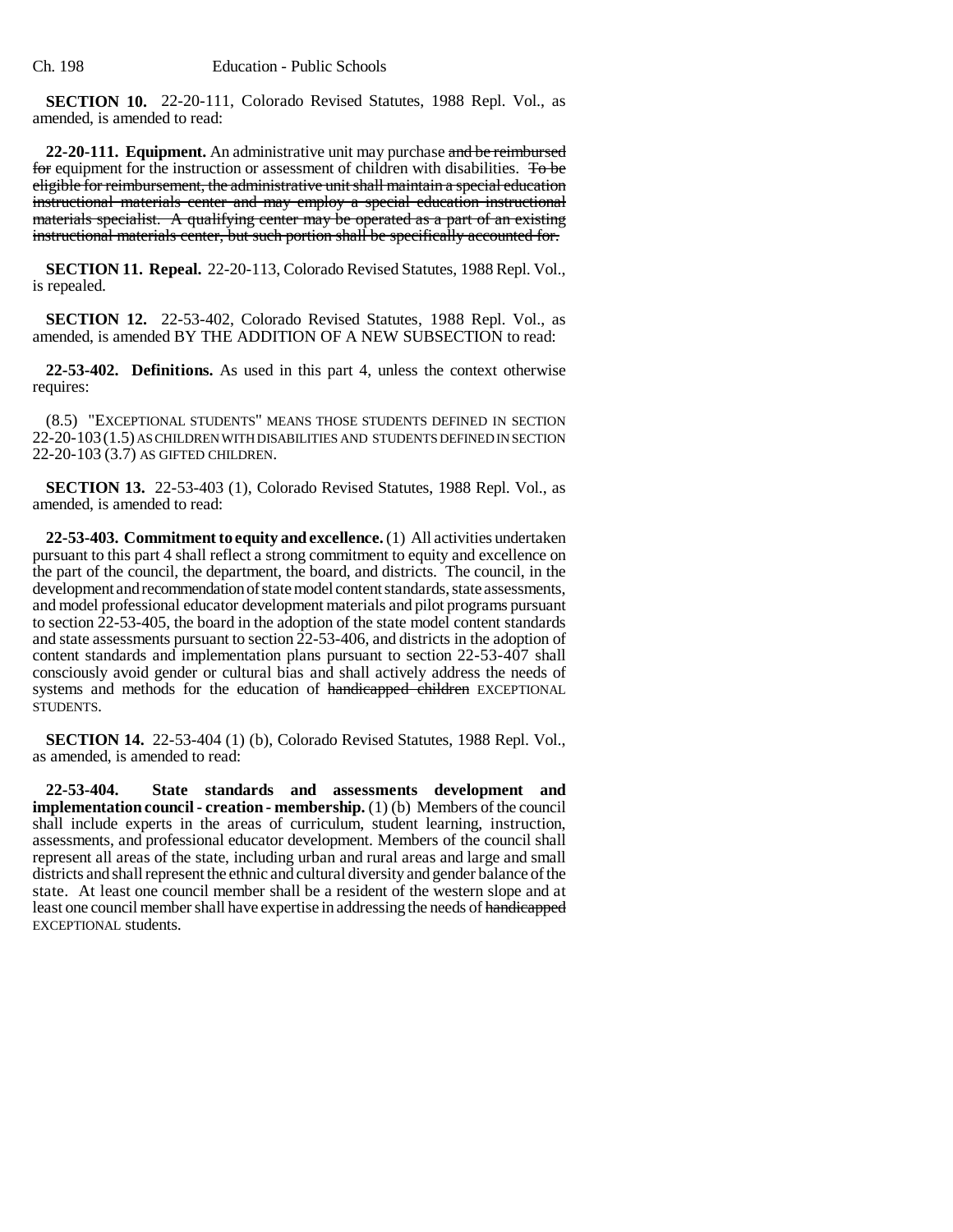**SECTION 10.** 22-20-111, Colorado Revised Statutes, 1988 Repl. Vol., as amended, is amended to read:

**22-20-111. Equipment.** An administrative unit may purchase ~~and be reimbursed for~~ equipment for the instruction or assessment of children with disabilities. ~~To be eligible for reimbursement, the administrative unit shall maintain a special education instructional materials center and may employ a special education instructional materials specialist. A qualifying center may be operated as a part of an existing instructional materials center, but such portion shall be specifically accounted for.~~

**SECTION 11. Repeal.** 22-20-113, Colorado Revised Statutes, 1988 Repl. Vol., is repealed.

**SECTION 12.** 22-53-402, Colorado Revised Statutes, 1988 Repl. Vol., as amended, is amended BY THE ADDITION OF A NEW SUBSECTION to read:

**22-53-402. Definitions.** As used in this part 4, unless the context otherwise requires:

(8.5) "EXCEPTIONAL STUDENTS" MEANS THOSE STUDENTS DEFINED IN SECTION 22-20-103 (1.5) AS CHILDREN WITH DISABILITIES AND STUDENTS DEFINED IN SECTION 22-20-103 (3.7) AS GIFTED CHILDREN.

**SECTION 13.** 22-53-403 (1), Colorado Revised Statutes, 1988 Repl. Vol., as amended, is amended to read:

**22-53-403. Commitment to equity and excellence.** (1) All activities undertaken pursuant to this part 4 shall reflect a strong commitment to equity and excellence on the part of the council, the department, the board, and districts. The council, in the development and recommendation of state model content standards, state assessments, and model professional educator development materials and pilot programs pursuant to section 22-53-405, the board in the adoption of the state model content standards and state assessments pursuant to section 22-53-406, and districts in the adoption of content standards and implementation plans pursuant to section 22-53-407 shall consciously avoid gender or cultural bias and shall actively address the needs of systems and methods for the education of ~~handicapped children~~ EXCEPTIONAL STUDENTS.

**SECTION 14.** 22-53-404 (1) (b), Colorado Revised Statutes, 1988 Repl. Vol., as amended, is amended to read:

**22-53-404. State standards and assessments development and implementation council - creation - membership.** (1) (b) Members of the council shall include experts in the areas of curriculum, student learning, instruction, assessments, and professional educator development. Members of the council shall represent all areas of the state, including urban and rural areas and large and small districts and shall represent the ethnic and cultural diversity and gender balance of the state. At least one council member shall be a resident of the western slope and at least one council member shall have expertise in addressing the needs of ~~handicapped~~ EXCEPTIONAL students.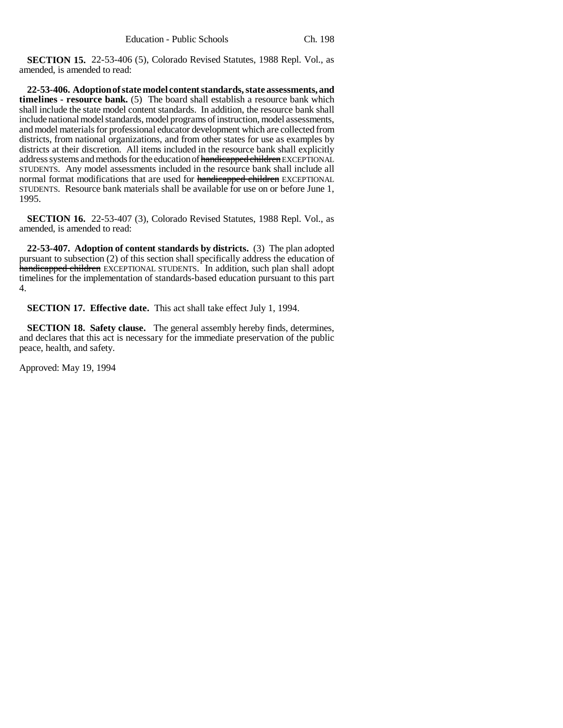**SECTION 15.** 22-53-406 (5), Colorado Revised Statutes, 1988 Repl. Vol., as amended, is amended to read:

**22-53-406. Adoption of state model content standards, state assessments, and timelines - resource bank.** (5) The board shall establish a resource bank which shall include the state model content standards. In addition, the resource bank shall include national model standards, model programs of instruction, model assessments, and model materials for professional educator development which are collected from districts, from national organizations, and from other states for use as examples by districts at their discretion. All items included in the resource bank shall explicitly address systems and methods for the education of ~~handicapped children~~ EXCEPTIONAL STUDENTS. Any model assessments included in the resource bank shall include all normal format modifications that are used for ~~handicapped children~~ EXCEPTIONAL STUDENTS. Resource bank materials shall be available for use on or before June 1, 1995.

**SECTION 16.** 22-53-407 (3), Colorado Revised Statutes, 1988 Repl. Vol., as amended, is amended to read:

**22-53-407. Adoption of content standards by districts.** (3) The plan adopted pursuant to subsection (2) of this section shall specifically address the education of ~~handicapped children~~ EXCEPTIONAL STUDENTS. In addition, such plan shall adopt timelines for the implementation of standards-based education pursuant to this part 4.

**SECTION 17. Effective date.** This act shall take effect July 1, 1994.

**SECTION 18. Safety clause.** The general assembly hereby finds, determines, and declares that this act is necessary for the immediate preservation of the public peace, health, and safety.

Approved: May 19, 1994